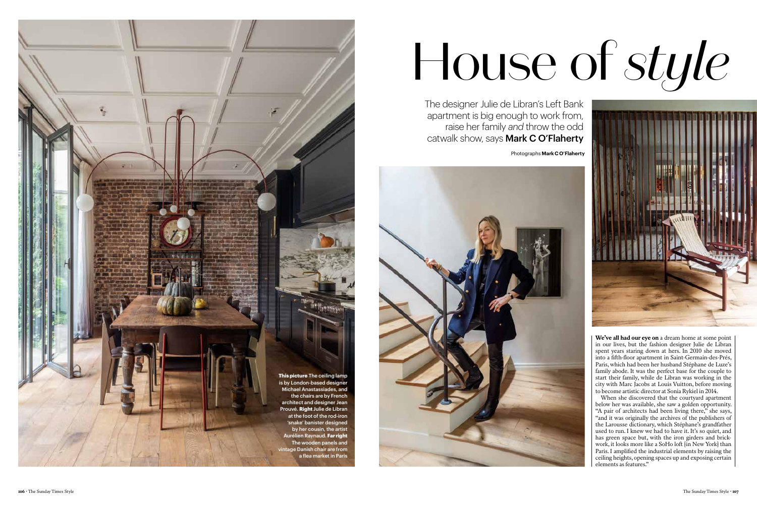# House of *style*

The designer Julie de Libran's Left Bank apartment is big enough to work from, raise her family *and* throw the odd catwalk show, says **Mark C O'Flaherty**

Photographs **Mark C O'Flaherty**

**This picture** The ceiling lamp is by London-based designer Michael Anastassiades, and the chairs are by French architect and designer Jean Prouvé. **Right** Julie de Libran at the foot of the rod-iron 'snake' banister designed by her cousin, the artist Aurélien Raynaud. **Far right** The wooden panels and vintage Danish chair are from a flea market in Paris

**We've all had our eye on** a dream home at some point in our lives, but the fashion designer Julie de Libran spent years staring down at hers. In 2010 she moved into a fifth-floor apartment in Saint-Germain-des-Prés, Paris, which had been her husband Stéphane de Luze's family abode. It was the perfect base for the couple to start their family, while de Libran was working in the city with Marc Jacobs at Louis Vuitton, before moving to become artistic director at Sonia Rykiel in 2014.

When she discovered that the courtyard apartment below her was available, she saw a golden opportunity. "A pair of architects had been living there," she says, "and it was originally the archives of the publishers of the Larousse dictionary, which Stéphane's grandfather used to run. I knew we had to have it. It's so quiet, and has green space but, with the iron girders and brickwork, it looks more like a SoHo loft [in New York] than Paris. I amplified the industrial elements by raising the ceiling heights, opening spaces up and exposing certain elements as features."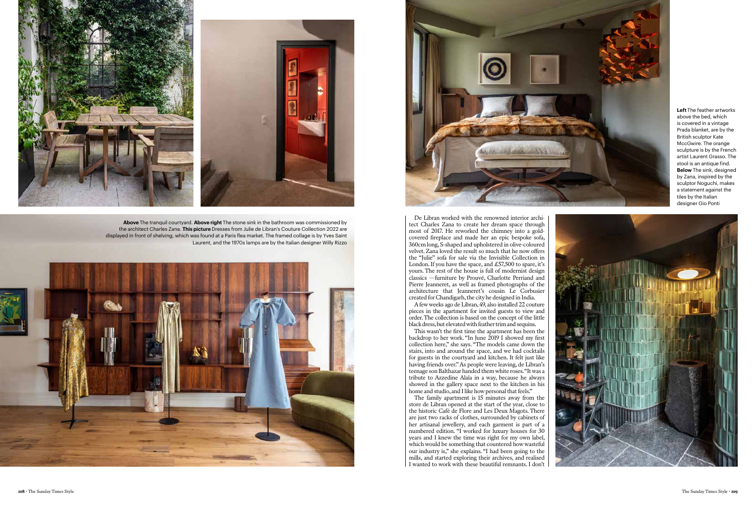**Above** The tranquil courtyard. **Above right** The stone sink in the bathroom was commissioned by the architect Charles Zana. **This picture** Dresses from Julie de Libran's Couture Collection 2022 are displayed in front of shelving, which was found at a Paris flea market. The framed collage is by Yves Saint Laurent, and the 1970s lamps are by the Italian designer Willy Rizzo

**Left** The feather artworks above the bed, which is covered in a vintage Prada blanket, are by the British sculptor Kate MccGwire. The orange sculpture is by the French artist Laurent Grasso. The stool is an antique find. **Below** The sink, designed by Zana, inspired by the sculptor Noguchi, makes a statement against the tiles by the Italian designer Gio Ponti

De Libran worked with the renowned interior architect Charles Zana to create her dream space through most of 2017. He reworked the chimney into a gold-covered fireplace and made her an epic bespoke sofa, 360cm long, S-shaped and upholstered in olive-coloured velvet. Zana loved the result so much that he now offers the "Julie" sofa for sale via the Invisible Collection in London. If you have the space, and £57,500 to spare, it's yours. The rest of the house is full of modernist design classics —furniture by Prouvé, Charlotte Perriand and Pierre Jeanneret, as well as framed photographs of the architecture that Jeanneret's cousin Le Corbusier created for Chandigarh, the city he designed in India.

A few weeks ago de Libran, 49, also installed 22 couture pieces in the apartment for invited guests to view and order. The collection is based on the concept of the little black dress, but elevated with feather trim and sequins.

This wasn't the first time the apartment has been the backdrop to her work. "In June 2019 I showed my first collection here," she says. "The models came down the stairs, into and around the space, and we had cocktails for guests in the courtyard and kitchen. It felt just like having friends over." As people were leaving, de Libran's teenage son Balthazar handed them white roses. "It was a tribute to Azzedine Alaïa in a way, because he always showed in the gallery space next to the kitchen in his home and studio, and I like how personal that feels."

The family apartment is 15 minutes away from the store de Libran opened at the start of the year, close to the historic Café de Flore and Les Deux Magots. There are just two racks of clothes, surrounded by cabinets of her artisanal jewellery, and each garment is part of a numbered edition. "I worked for luxury houses for 30 years and I knew the time was right for my own label, which would be something that countered how wasteful our industry is," she explains. "I had been going to the mills, and started exploring their archives, and realised I wanted to work with these beautiful remnants. I don't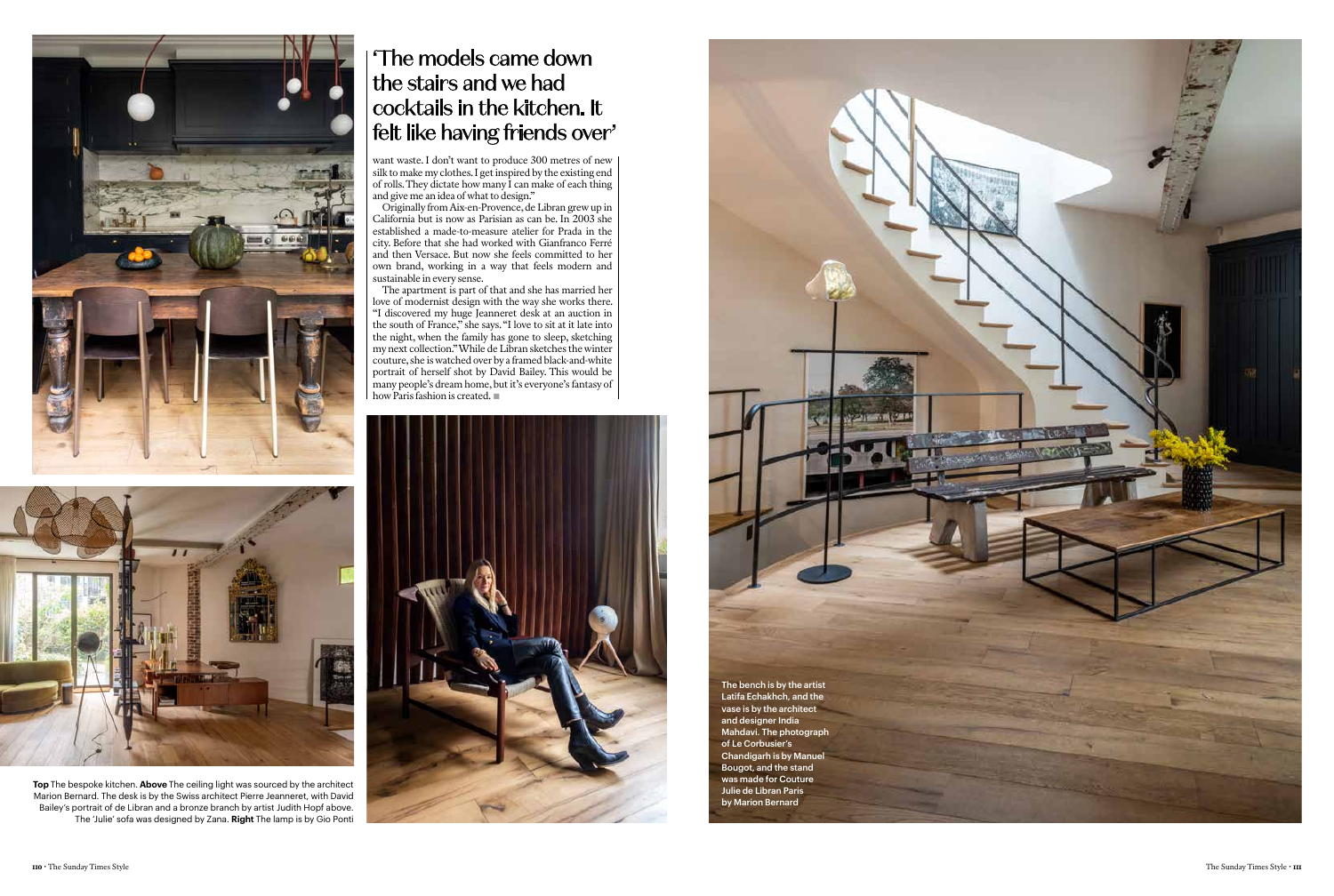# 'The models came down the stairs and we had cocktails in the kitchen. It felt like having friends over'

want waste. I don't want to produce 300 metres of new silk to make my clothes. I get inspired by the existing end of rolls. They dictate how many I can make of each thing and give me an idea of what to design."

Originally from Aix-en-Provence, de Libran grew up in California but is now as Parisian as can be. In 2003 she established a made-to-measure atelier for Prada in the city. Before that she had worked with Gianfranco Ferré and then Versace. But now she feels committed to her own brand, working in a way that feels modern and sustainable in every sense.

The apartment is part of that and she has married her love of modernist design with the way she works there. "I discovered my huge Jeanneret desk at an auction in the south of France," she says. "I love to sit at it late into the night, when the family has gone to sleep, sketching my next collection." While de Libran sketches the winter couture, she is watched over by a framed black-and-white portrait of herself shot by David Bailey. This would be many people's dream home, but it's everyone's fantasy of how Paris fashion is created. ■

**Top** The bespoke kitchen. **Above** The ceiling light was sourced by the architect Marion Bernard. The desk is by the Swiss architect Pierre Jeanneret, with David Bailey's portrait of de Libran and a bronze branch by artist Judith Hopf above. The 'Julie' sofa was designed by Zana. **Right** The lamp is by Gio Ponti

The bench is by the artist Latifa Echakhch, and the vase is by the architect and designer India Mahdavi. The photograph of Le Corbusier's Chandigarh is by Manuel Bougot, and the stand was made for Couture Julie de Libran Paris by Marion Bernard